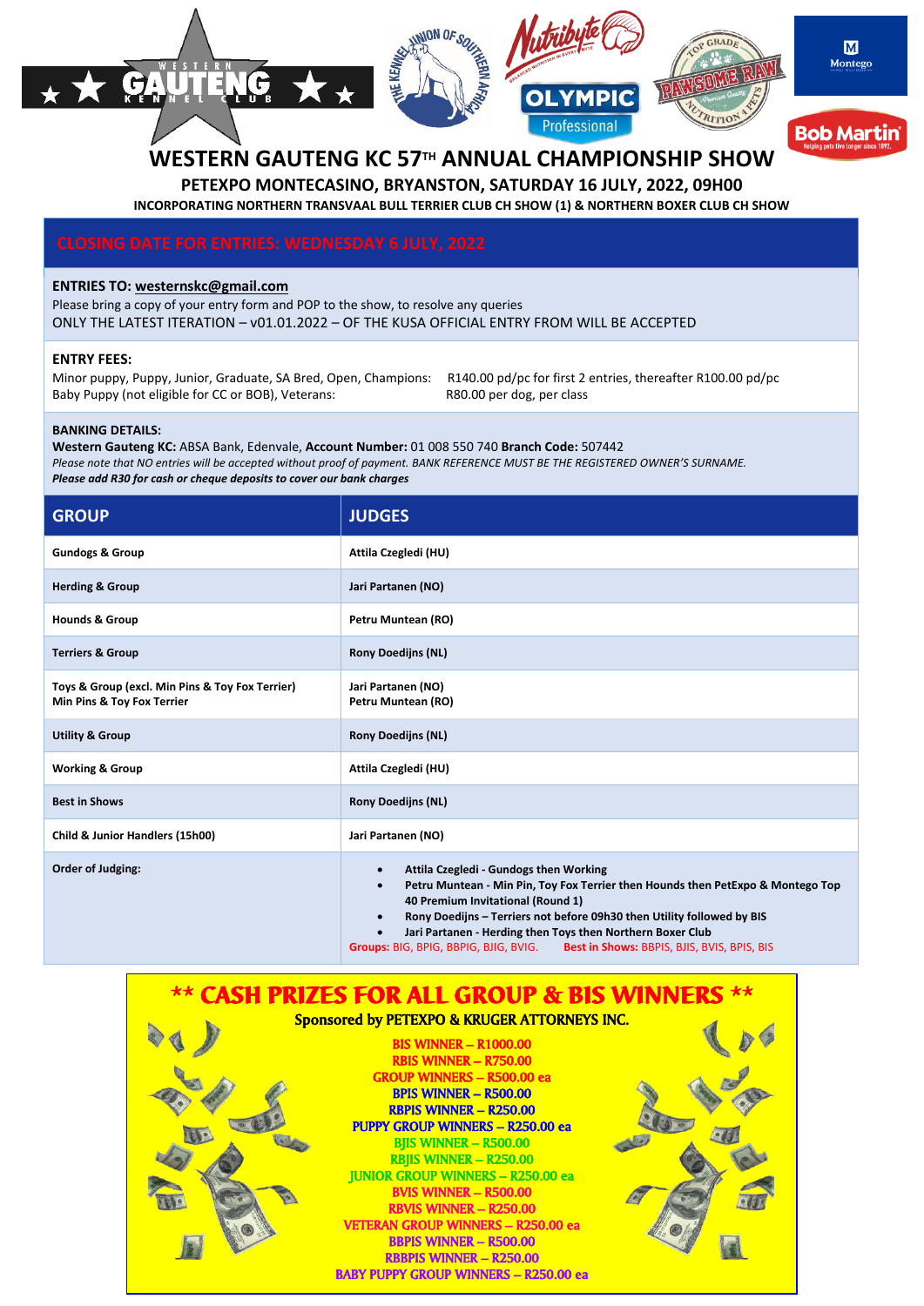# WESTERN GAUTENG KC 57TH ANNUAL CHAMPIONSHIP SHOW

**PETEXPO MONTECASINO, BRYANSTON, SATURDAY 16 JULY, 2022, 09H00**

**INCORPORATING NORTHERN TRANSVAAL BULL TERRIER CLUB CH SHOW (1) & NORTHERN BOXER CLUB CH SHOW**

## CLOSING DATE FOR ENTRIES: WEDNESDAY 6 JULY, 2022

**ENTRIES TO:** westernskc@gmail.com
Please bring a copy of your entry form and POP to the show, to resolve any queries
ONLY THE LATEST ITERATION – v01.01.2022 – OF THE KUSA OFFICIAL ENTRY FROM WILL BE ACCEPTED

**ENTRY FEES:**

| | |
|---|---|
| Minor puppy, Puppy, Junior, Graduate, SA Bred, Open, Champions: | R140.00 pd/pc for first 2 entries, thereafter R100.00 pd/pc |
| Baby Puppy (not eligible for CC or BOB), Veterans: | R80.00 per dog, per class |

**BANKING DETAILS:**
**Western Gauteng KC:** ABSA Bank, Edenvale, **Account Number:** 01 008 550 740 **Branch Code:** 507442
*Please note that NO entries will be accepted without proof of payment. BANK REFERENCE MUST BE THE REGISTERED OWNER'S SURNAME.*
***Please add R30 for cash or cheque deposits to cover our bank charges***

| GROUP | JUDGES |
|---|---|
| Gundogs & Group | Attila Czegledi (HU) |
| Herding & Group | Jari Partanen (NO) |
| Hounds & Group | Petru Muntean (RO) |
| Terriers & Group | Rony Doedijns (NL) |
| Toys & Group (excl. Min Pins & Toy Fox Terrier)<br>Min Pins & Toy Fox Terrier | Jari Partanen (NO)<br>Petru Muntean (RO) |
| Utility & Group | Rony Doedijns (NL) |
| Working & Group | Attila Czegledi (HU) |
| Best in Shows | Rony Doedijns (NL) |
| Child & Junior Handlers (15h00) | Jari Partanen (NO) |
| Order of Judging: | • Attila Czegledi - Gundogs then Working<br>• Petru Muntean - Min Pin, Toy Fox Terrier then Hounds then PetExpo & Montego Top 40 Premium Invitational (Round 1)<br>• Rony Doedijns – Terriers not before 09h30 then Utility followed by BIS<br>• Jari Partanen - Herding then Toys then Northern Boxer Club<br>**Groups:** BIG, BPIG, BBPIG, BJIG, BVIG. **Best in Shows:** BBPIS, BJIS, BVIS, BPIS, BIS |

## ** CASH PRIZES FOR ALL GROUP & BIS WINNERS **

**Sponsored by PETEXPO & KRUGER ATTORNEYS INC.**

BIS WINNER – R1000.00
RBIS WINNER – R750.00
GROUP WINNERS – R500.00 ea
BPIS WINNER – R500.00
RBPIS WINNER – R250.00
PUPPY GROUP WINNERS – R250.00 ea
BJIS WINNER – R500.00
RBJIS WINNER – R250.00
JUNIOR GROUP WINNERS – R250.00 ea
BVIS WINNER – R500.00
RBVIS WINNER – R250.00
VETERAN GROUP WINNERS – R250.00 ea
BBPIS WINNER – R500.00
RBBPIS WINNER – R250.00
BABY PUPPY GROUP WINNERS – R250.00 ea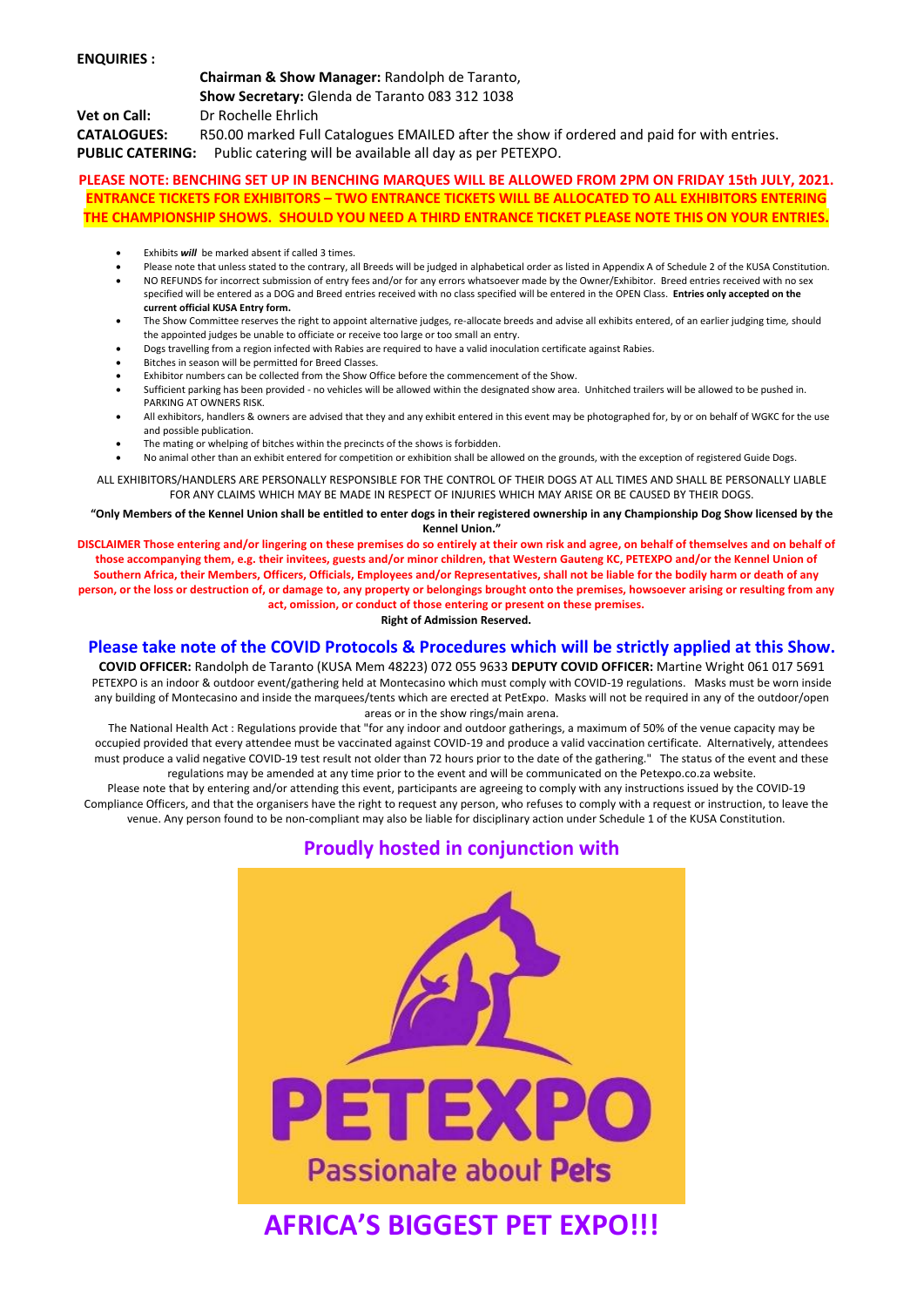**ENQUIRIES :**

**Chairman & Show Manager:** Randolph de Taranto,
**Show Secretary:** Glenda de Taranto 083 312 1038

**Vet on Call:** Dr Rochelle Ehrlich

**CATALOGUES:** R50.00 marked Full Catalogues EMAILED after the show if ordered and paid for with entries.

**PUBLIC CATERING:** Public catering will be available all day as per PETEXPO.

**PLEASE NOTE: BENCHING SET UP IN BENCHING MARQUES WILL BE ALLOWED FROM 2PM ON FRIDAY 15th JULY, 2021.**

**ENTRANCE TICKETS FOR EXHIBITORS – TWO ENTRANCE TICKETS WILL BE ALLOCATED TO ALL EXHIBITORS ENTERING THE CHAMPIONSHIP SHOWS. SHOULD YOU NEED A THIRD ENTRANCE TICKET PLEASE NOTE THIS ON YOUR ENTRIES.**

- Exhibits ***will*** be marked absent if called 3 times.
- Please note that unless stated to the contrary, all Breeds will be judged in alphabetical order as listed in Appendix A of Schedule 2 of the KUSA Constitution.
- NO REFUNDS for incorrect submission of entry fees and/or for any errors whatsoever made by the Owner/Exhibitor. Breed entries received with no sex specified will be entered as a DOG and Breed entries received with no class specified will be entered in the OPEN Class. **Entries only accepted on the current official KUSA Entry form.**
- The Show Committee reserves the right to appoint alternative judges, re-allocate breeds and advise all exhibits entered, of an earlier judging time, should the appointed judges be unable to officiate or receive too large or too small an entry.
- Dogs travelling from a region infected with Rabies are required to have a valid inoculation certificate against Rabies.
- Bitches in season will be permitted for Breed Classes.
- Exhibitor numbers can be collected from the Show Office before the commencement of the Show.
- Sufficient parking has been provided - no vehicles will be allowed within the designated show area. Unhitched trailers will be allowed to be pushed in. PARKING AT OWNERS RISK.
- All exhibitors, handlers & owners are advised that they and any exhibit entered in this event may be photographed for, by or on behalf of WGKC for the use and possible publication.
- The mating or whelping of bitches within the precincts of the shows is forbidden.
- No animal other than an exhibit entered for competition or exhibition shall be allowed on the grounds, with the exception of registered Guide Dogs.

ALL EXHIBITORS/HANDLERS ARE PERSONALLY RESPONSIBLE FOR THE CONTROL OF THEIR DOGS AT ALL TIMES AND SHALL BE PERSONALLY LIABLE FOR ANY CLAIMS WHICH MAY BE MADE IN RESPECT OF INJURIES WHICH MAY ARISE OR BE CAUSED BY THEIR DOGS.

**"Only Members of the Kennel Union shall be entitled to enter dogs in their registered ownership in any Championship Dog Show licensed by the Kennel Union."**

**DISCLAIMER Those entering and/or lingering on these premises do so entirely at their own risk and agree, on behalf of themselves and on behalf of those accompanying them, e.g. their invitees, guests and/or minor children, that Western Gauteng KC, PETEXPO and/or the Kennel Union of Southern Africa, their Members, Officers, Officials, Employees and/or Representatives, shall not be liable for the bodily harm or death of any person, or the loss or destruction of, or damage to, any property or belongings brought onto the premises, howsoever arising or resulting from any act, omission, or conduct of those entering or present on these premises.**

**Right of Admission Reserved.**

## Please take note of the COVID Protocols & Procedures which will be strictly applied at this Show.

**COVID OFFICER:** Randolph de Taranto (KUSA Mem 48223) 072 055 9633 **DEPUTY COVID OFFICER:** Martine Wright 061 017 5691

PETEXPO is an indoor & outdoor event/gathering held at Montecasino which must comply with COVID-19 regulations. Masks must be worn inside any building of Montecasino and inside the marquees/tents which are erected at PetExpo. Masks will not be required in any of the outdoor/open areas or in the show rings/main arena.

The National Health Act : Regulations provide that "for any indoor and outdoor gatherings, a maximum of 50% of the venue capacity may be occupied provided that every attendee must be vaccinated against COVID-19 and produce a valid vaccination certificate. Alternatively, attendees must produce a valid negative COVID-19 test result not older than 72 hours prior to the date of the gathering." The status of the event and these regulations may be amended at any time prior to the event and will be communicated on the Petexpo.co.za website.

Please note that by entering and/or attending this event, participants are agreeing to comply with any instructions issued by the COVID-19 Compliance Officers, and that the organisers have the right to request any person, who refuses to comply with a request or instruction, to leave the venue. Any person found to be non-compliant may also be liable for disciplinary action under Schedule 1 of the KUSA Constitution.

## Proudly hosted in conjunction with

PETEXPO

Passionate about Pets

## AFRICA'S BIGGEST PET EXPO!!!